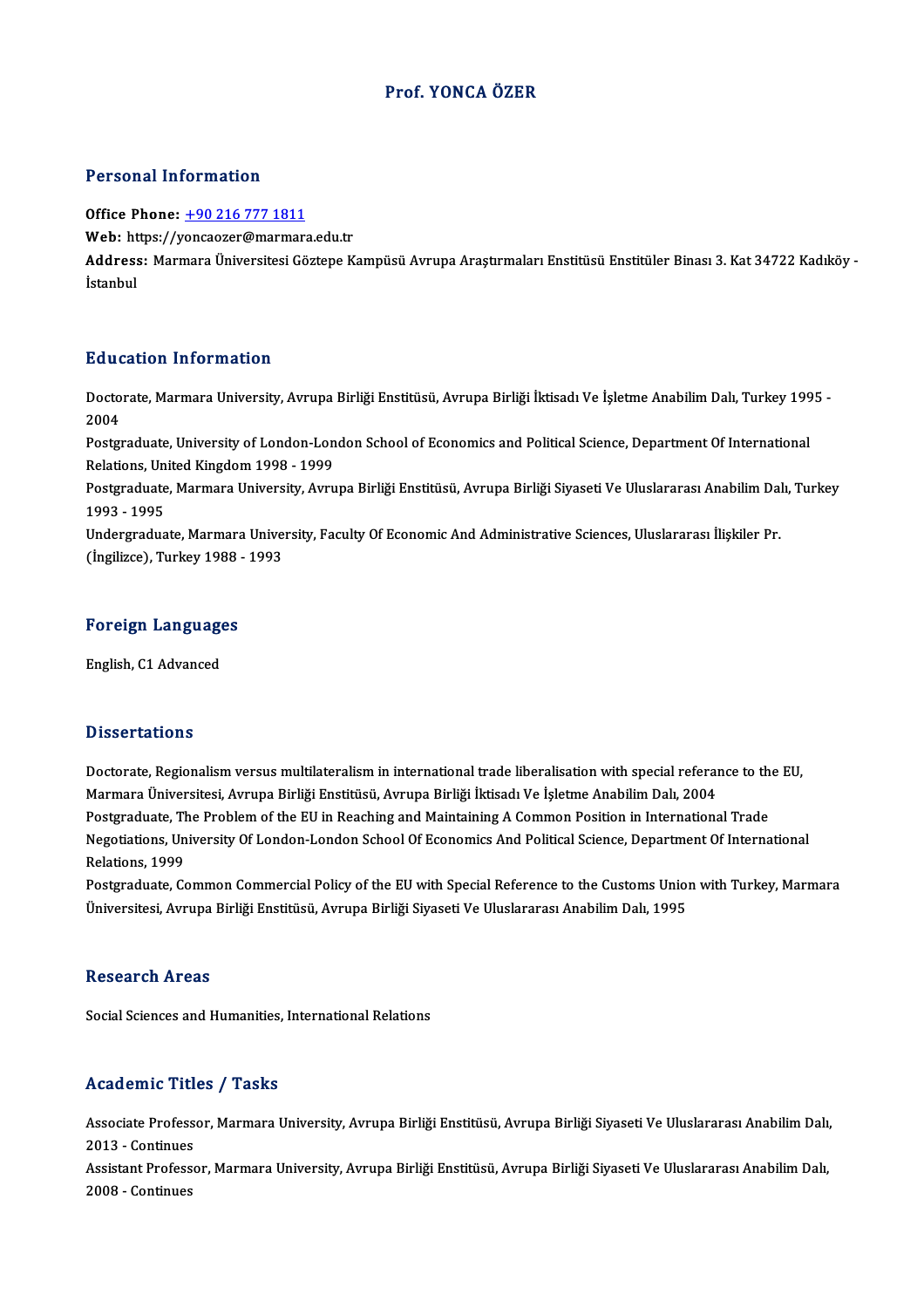# Prof. YONCA ÖZER

## Personal Information

**Office Phone:** +90 216 777 1811
**Web:** https://yoncaozer@marmara.edu.tr
**Address:** Marmara Üniversitesi Göztepe Kampüsü Avrupa Araştırmaları Enstitüsü Enstitüler Binası 3. Kat 34722 Kadıköy - İstanbul

## Education Information

Doctorate, Marmara University, Avrupa Birliği Enstitüsü, Avrupa Birliği İktisadı Ve İşletme Anabilim Dalı, Turkey 1995 - 2004
Postgraduate, University of London-London School of Economics and Political Science, Department Of International Relations, United Kingdom 1998 - 1999
Postgraduate, Marmara University, Avrupa Birliği Enstitüsü, Avrupa Birliği Siyaseti Ve Uluslararası Anabilim Dalı, Turkey 1993 - 1995
Undergraduate, Marmara University, Faculty Of Economic And Administrative Sciences, Uluslararası İlişkiler Pr. (İngilizce), Turkey 1988 - 1993

## Foreign Languages

English, C1 Advanced

## Dissertations

Doctorate, Regionalism versus multilateralism in international trade liberalisation with special referance to the EU, Marmara Üniversitesi, Avrupa Birliği Enstitüsü, Avrupa Birliği İktisadı Ve İşletme Anabilim Dalı, 2004
Postgraduate, The Problem of the EU in Reaching and Maintaining A Common Position in International Trade Negotiations, University Of London-London School Of Economics And Political Science, Department Of International Relations, 1999
Postgraduate, Common Commercial Policy of the EU with Special Reference to the Customs Union with Turkey, Marmara Üniversitesi, Avrupa Birliği Enstitüsü, Avrupa Birliği Siyaseti Ve Uluslararası Anabilim Dalı, 1995

## Research Areas

Social Sciences and Humanities, International Relations

## Academic Titles / Tasks

Associate Professor, Marmara University, Avrupa Birliği Enstitüsü, Avrupa Birliği Siyaseti Ve Uluslararası Anabilim Dalı, 2013 - Continues
Assistant Professor, Marmara University, Avrupa Birliği Enstitüsü, Avrupa Birliği Siyaseti Ve Uluslararası Anabilim Dalı, 2008 - Continues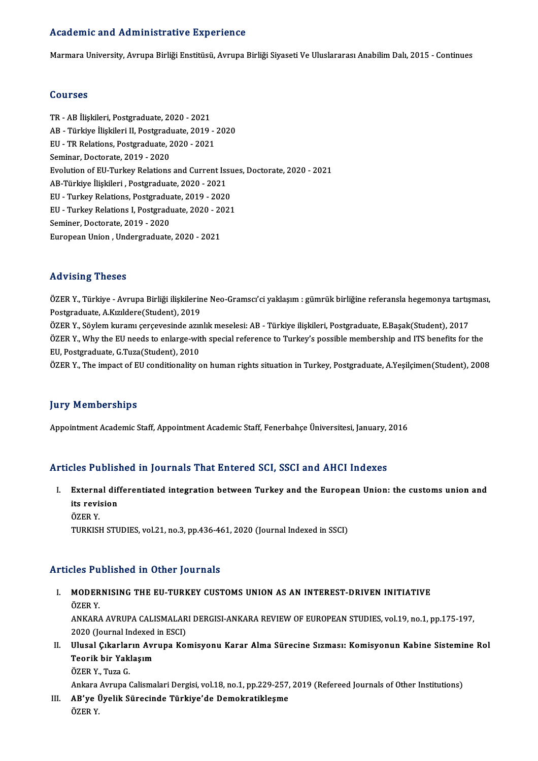## Academic and Administrative Experience

Marmara University, Avrupa Birliği Enstitüsü, Avrupa Birliği Siyaseti Ve Uluslararası Anabilim Dalı, 2015 - Continues

## Courses

TR - AB İlişkileri, Postgraduate, 2020 - 2021
AB - Türkiye İlişkileri II, Postgraduate, 2019 - 2020
EU - TR Relations, Postgraduate, 2020 - 2021
Seminar, Doctorate, 2019 - 2020
Evolution of EU-Turkey Relations and Current Issues, Doctorate, 2020 - 2021
AB-Türkiye İlişkileri , Postgraduate, 2020 - 2021
EU - Turkey Relations, Postgraduate, 2019 - 2020
EU - Turkey Relations I, Postgraduate, 2020 - 2021
Seminer, Doctorate, 2019 - 2020
European Union , Undergraduate, 2020 - 2021

## Advising Theses

ÖZER Y., Türkiye - Avrupa Birliği ilişkilerine Neo-Gramscı'ci yaklaşım : gümrük birliğine referansla hegemonya tartışması, Postgraduate, A.Kızıldere(Student), 2019
ÖZER Y., Söylem kuramı çerçevesinde azınlık meselesi: AB - Türkiye ilişkileri, Postgraduate, E.Başak(Student), 2017
ÖZER Y., Why the EU needs to enlarge-with special reference to Turkey's possible membership and ITS benefits for the EU, Postgraduate, G.Tuza(Student), 2010
ÖZER Y., The impact of EU conditionality on human rights situation in Turkey, Postgraduate, A.Yeşilçimen(Student), 2008

## Jury Memberships

Appointment Academic Staff, Appointment Academic Staff, Fenerbahçe Üniversitesi, January, 2016

## Articles Published in Journals That Entered SCI, SSCI and AHCI Indexes

I. **External differentiated integration between Turkey and the European Union: the customs union and its revision**
   ÖZER Y.
   TURKISH STUDIES, vol.21, no.3, pp.436-461, 2020 (Journal Indexed in SSCI)

## Articles Published in Other Journals

I. **MODERNISING THE EU-TURKEY CUSTOMS UNION AS AN INTEREST-DRIVEN INITIATIVE**
   ÖZER Y.
   ANKARA AVRUPA CALISMALARI DERGISI-ANKARA REVIEW OF EUROPEAN STUDIES, vol.19, no.1, pp.175-197, 2020 (Journal Indexed in ESCI)
II. **Ulusal Çıkarların Avrupa Komisyonu Karar Alma Sürecine Sızması: Komisyonun Kabine Sistemine Rol Teorik bir Yaklaşım**
   ÖZER Y., Tuza G.
   Ankara Avrupa Calismalari Dergisi, vol.18, no.1, pp.229-257, 2019 (Refereed Journals of Other Institutions)
III. **AB'ye Üyelik Sürecinde Türkiye'de Demokratikleşme**
   ÖZER Y.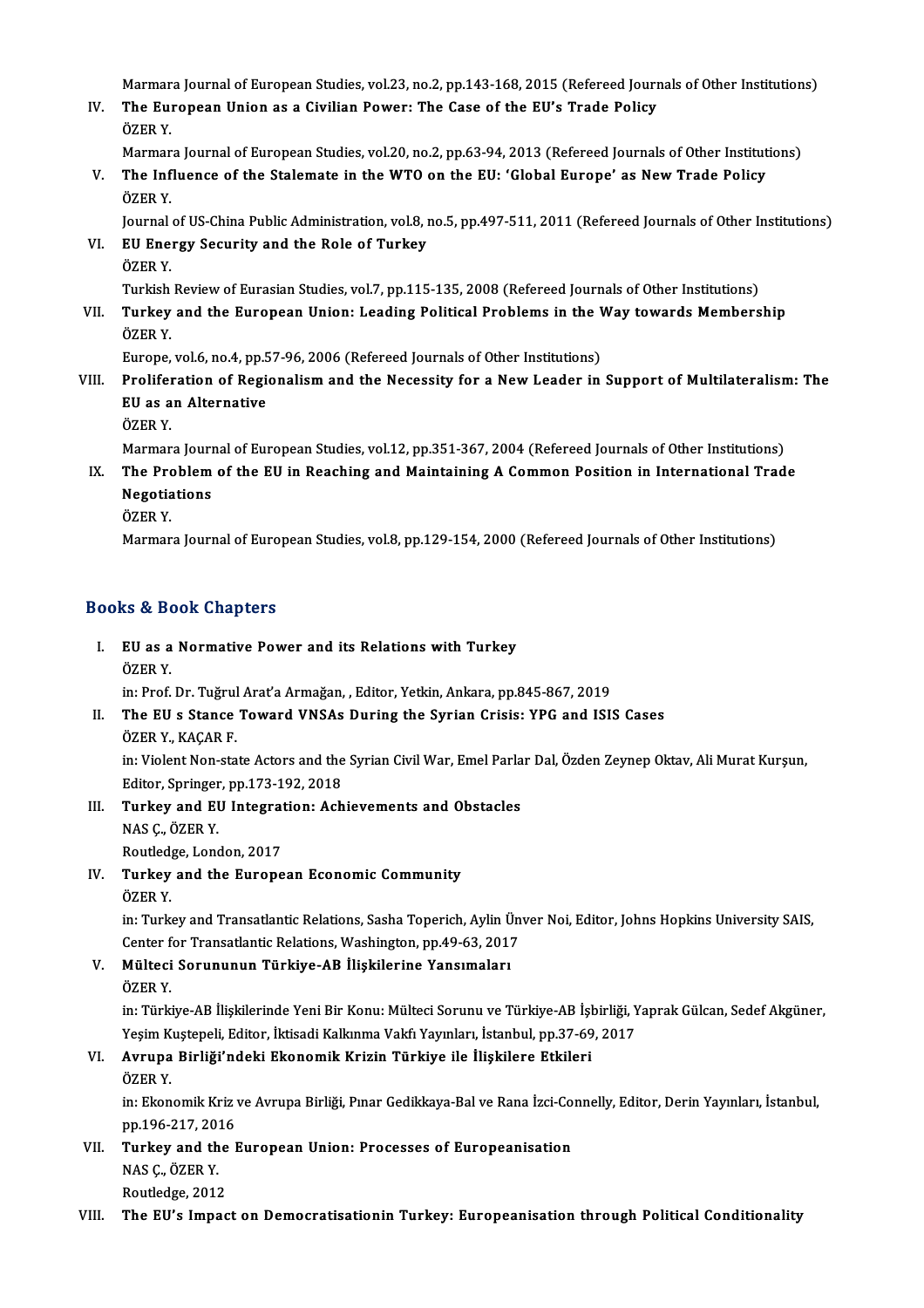Marmara Journal of European Studies, vol.23, no.2, pp.143-168, 2015 (Refereed Journals of Other Institutions)

IV. **The European Union as a Civilian Power: The Case of the EU's Trade Policy**
ÖZER Y.
Marmara Journal of European Studies, vol.20, no.2, pp.63-94, 2013 (Refereed Journals of Other Institutions)

V. **The Influence of the Stalemate in the WTO on the EU: 'Global Europe' as New Trade Policy**
ÖZER Y.
Journal of US-China Public Administration, vol.8, no.5, pp.497-511, 2011 (Refereed Journals of Other Institutions)

VI. **EU Energy Security and the Role of Turkey**
ÖZER Y.
Turkish Review of Eurasian Studies, vol.7, pp.115-135, 2008 (Refereed Journals of Other Institutions)

VII. **Turkey and the European Union: Leading Political Problems in the Way towards Membership**
ÖZER Y.
Europe, vol.6, no.4, pp.57-96, 2006 (Refereed Journals of Other Institutions)

VIII. **Proliferation of Regionalism and the Necessity for a New Leader in Support of Multilateralism: The EU as an Alternative**
ÖZER Y.
Marmara Journal of European Studies, vol.12, pp.351-367, 2004 (Refereed Journals of Other Institutions)

IX. **The Problem of the EU in Reaching and Maintaining A Common Position in International Trade Negotiations**
ÖZER Y.
Marmara Journal of European Studies, vol.8, pp.129-154, 2000 (Refereed Journals of Other Institutions)

## Books & Book Chapters

I. **EU as a Normative Power and its Relations with Turkey**
ÖZER Y.
in: Prof. Dr. Tuğrul Arat'a Armağan, , Editor, Yetkin, Ankara, pp.845-867, 2019

II. **The EU s Stance Toward VNSAs During the Syrian Crisis: YPG and ISIS Cases**
ÖZER Y., KAÇAR F.
in: Violent Non-state Actors and the Syrian Civil War, Emel Parlar Dal, Özden Zeynep Oktav, Ali Murat Kurşun, Editor, Springer, pp.173-192, 2018

III. **Turkey and EU Integration: Achievements and Obstacles**
NAS Ç., ÖZER Y.
Routledge, London, 2017

IV. **Turkey and the European Economic Community**
ÖZER Y.
in: Turkey and Transatlantic Relations, Sasha Toperich, Aylin Ünver Noi, Editor, Johns Hopkins University SAIS, Center for Transatlantic Relations, Washington, pp.49-63, 2017

V. **Mülteci Sorununun Türkiye-AB İlişkilerine Yansımaları**
ÖZER Y.
in: Türkiye-AB İlişkilerinde Yeni Bir Konu: Mülteci Sorunu ve Türkiye-AB İşbirliği, Yaprak Gülcan, Sedef Akgüner, Yeşim Kuştepeli, Editor, İktisadi Kalkınma Vakfı Yayınları, İstanbul, pp.37-69, 2017

VI. **Avrupa Birliği'ndeki Ekonomik Krizin Türkiye ile İlişkilere Etkileri**
ÖZER Y.
in: Ekonomik Kriz ve Avrupa Birliği, Pınar Gedikkaya-Bal ve Rana İzci-Connelly, Editor, Derin Yayınları, İstanbul, pp.196-217, 2016

VII. **Turkey and the European Union: Processes of Europeanisation**
NAS Ç., ÖZER Y.
Routledge, 2012

VIII. **The EU's Impact on Democratisationin Turkey: Europeanisation through Political Conditionality**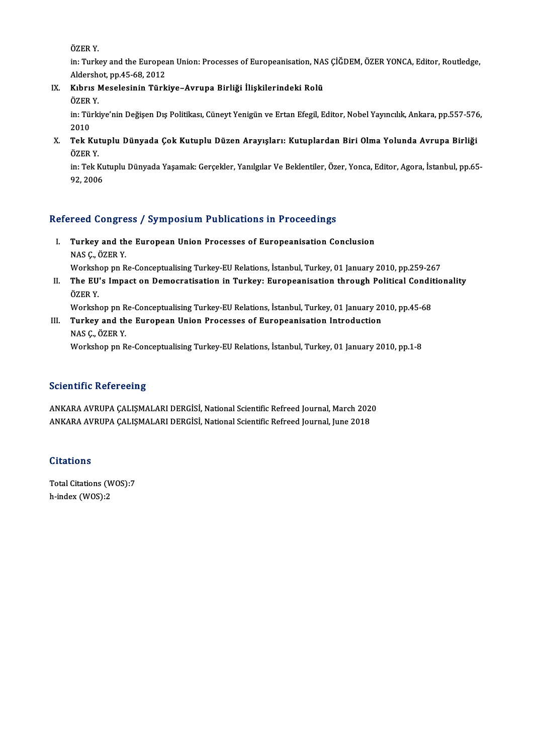ÖZER Y.

in: Turkey and the European Union: Processes of Europeanisation, NAS ÇİĞDEM, ÖZER YONCA, Editor, Routledge, Aldershot, pp.45-68, 2012

IX. **Kıbrıs Meselesinin Türkiye–Avrupa Birliği İlişkilerindeki Rolü**
ÖZER Y.
in: Türkiye'nin Değişen Dış Politikası, Cüneyt Yenigün ve Ertan Efegil, Editor, Nobel Yayıncılık, Ankara, pp.557-576, 2010

X. **Tek Kutuplu Dünyada Çok Kutuplu Düzen Arayışları: Kutuplardan Biri Olma Yolunda Avrupa Birliği**
ÖZER Y.
in: Tek Kutuplu Dünyada Yaşamak: Gerçekler, Yanılgılar Ve Beklentiler, Özer, Yonca, Editor, Agora, İstanbul, pp.65-92, 2006

## Refereed Congress / Symposium Publications in Proceedings

I. **Turkey and the European Union Processes of Europeanisation Conclusion**
NAS Ç., ÖZER Y.
Workshop pn Re-Conceptualising Turkey-EU Relations, İstanbul, Turkey, 01 January 2010, pp.259-267

II. **The EU's Impact on Democratisation in Turkey: Europeanisation through Political Conditionality**
ÖZER Y.
Workshop pn Re-Conceptualising Turkey-EU Relations, İstanbul, Turkey, 01 January 2010, pp.45-68

III. **Turkey and the European Union Processes of Europeanisation Introduction**
NAS Ç., ÖZER Y.
Workshop pn Re-Conceptualising Turkey-EU Relations, İstanbul, Turkey, 01 January 2010, pp.1-8

## Scientific Refereeing

ANKARA AVRUPA ÇALIŞMALARI DERGİSİ, National Scientific Refreed Journal, March 2020
ANKARA AVRUPA ÇALIŞMALARI DERGİSİ, National Scientific Refreed Journal, June 2018

## Citations

Total Citations (WOS):7
h-index (WOS):2